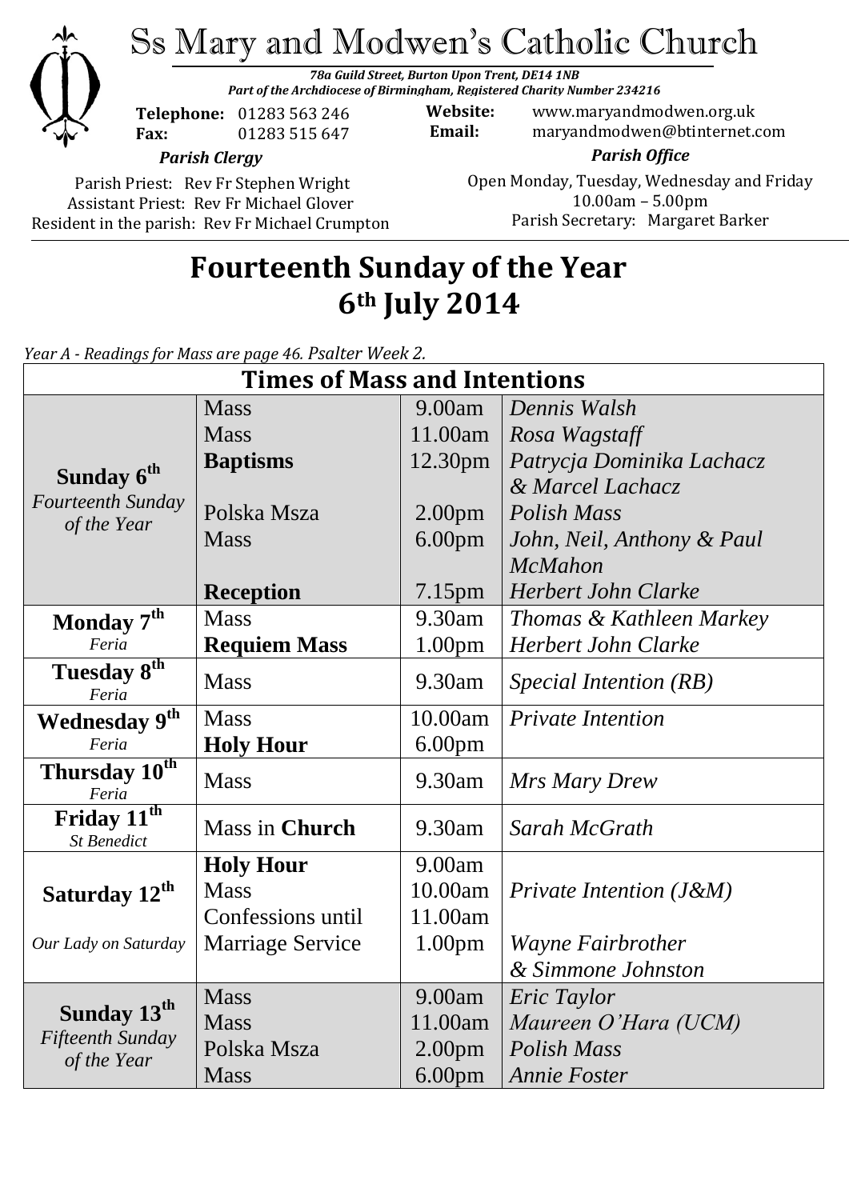# Ss Mary and Modwen's Catholic Church

***78a Guild Street, Burton Upon Trent, DE14 1NB***
***Part of the Archdiocese of Birmingham, Registered Charity Number 234216***

**Telephone:** 01283 563 246
**Fax:** 01283 515 647

**Website:** www.maryandmodwen.org.uk
**Email:** maryandmodwen@btinternet.com

***Parish Clergy***

Parish Priest: Rev Fr Stephen Wright
Assistant Priest: Rev Fr Michael Glover
Resident in the parish: Rev Fr Michael Crumpton

***Parish Office***

Open Monday, Tuesday, Wednesday and Friday
10.00am – 5.00pm
Parish Secretary: Margaret Barker

# Fourteenth Sunday of the Year
# 6th July 2014

*Year A - Readings for Mass are page 46. Psalter Week 2.*

| Times of Mass and Intentions | | | |
|---|---|---|---|
| **Sunday 6th** *Fourteenth Sunday of the Year* | Mass | 9.00am | *Dennis Walsh* |
| | Mass | 11.00am | *Rosa Wagstaff* |
| | **Baptisms** | 12.30pm | *Patrycja Dominika Lachacz & Marcel Lachacz* |
| | Polska Msza | 2.00pm | *Polish Mass* |
| | Mass | 6.00pm | *John, Neil, Anthony & Paul McMahon* |
| | **Reception** | 7.15pm | *Herbert John Clarke* |
| **Monday 7th** *Feria* | Mass | 9.30am | *Thomas & Kathleen Markey* |
| | **Requiem Mass** | 1.00pm | *Herbert John Clarke* |
| **Tuesday 8th** *Feria* | Mass | 9.30am | *Special Intention (RB)* |
| **Wednesday 9th** *Feria* | Mass | 10.00am | *Private Intention* |
| | **Holy Hour** | 6.00pm | |
| **Thursday 10th** *Feria* | Mass | 9.30am | *Mrs Mary Drew* |
| **Friday 11th** *St Benedict* | Mass in **Church** | 9.30am | *Sarah McGrath* |
| **Saturday 12th** *Our Lady on Saturday* | **Holy Hour** | 9.00am | |
| | Mass | 10.00am | *Private Intention (J&M)* |
| | Confessions until | 11.00am | |
| | Marriage Service | 1.00pm | *Wayne Fairbrother & Simmone Johnston* |
| **Sunday 13th** *Fifteenth Sunday of the Year* | Mass | 9.00am | *Eric Taylor* |
| | Mass | 11.00am | *Maureen O'Hara (UCM)* |
| | Polska Msza | 2.00pm | *Polish Mass* |
| | Mass | 6.00pm | *Annie Foster* |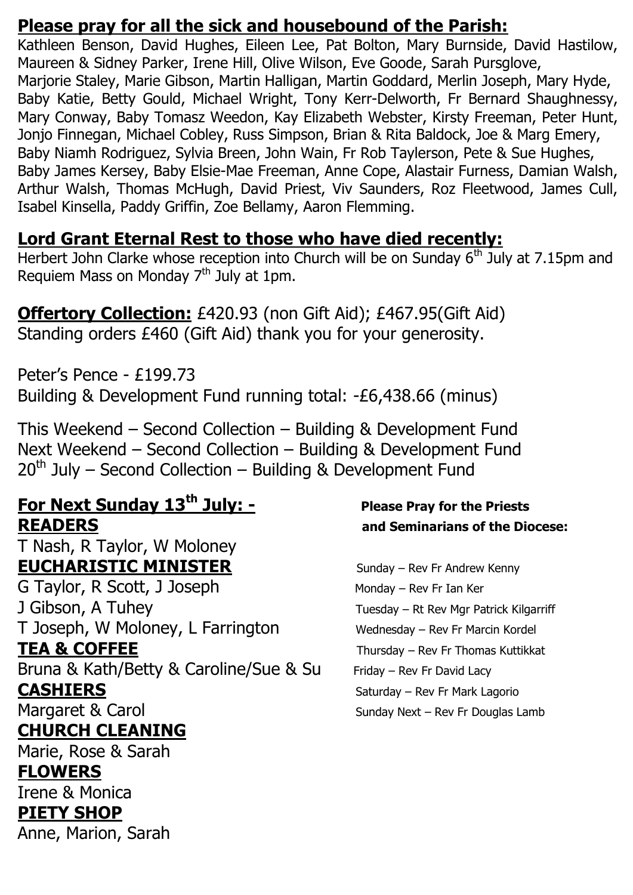## **Please pray for all the sick and housebound of the Parish:**

Kathleen Benson, David Hughes, Eileen Lee, Pat Bolton, Mary Burnside, David Hastilow, Maureen & Sidney Parker, Irene Hill, Olive Wilson, Eve Goode, Sarah Pursglove, Marjorie Staley, Marie Gibson, Martin Halligan, Martin Goddard, Merlin Joseph, Mary Hyde, Baby Katie, Betty Gould, Michael Wright, Tony Kerr-Delworth, Fr Bernard Shaughnessy, Mary Conway, Baby Tomasz Weedon, Kay Elizabeth Webster, Kirsty Freeman, Peter Hunt, Jonjo Finnegan, Michael Cobley, Russ Simpson, Brian & Rita Baldock, Joe & Marg Emery, Baby Niamh Rodriguez, Sylvia Breen, John Wain, Fr Rob Taylerson, Pete & Sue Hughes, Baby James Kersey, Baby Elsie-Mae Freeman, Anne Cope, Alastair Furness, Damian Walsh, Arthur Walsh, Thomas McHugh, David Priest, Viv Saunders, Roz Fleetwood, James Cull, Isabel Kinsella, Paddy Griffin, Zoe Bellamy, Aaron Flemming.

## **Lord Grant Eternal Rest to those who have died recently:**

Herbert John Clarke whose reception into Church will be on Sunday 6th July at 7.15pm and Requiem Mass on Monday 7th July at 1pm.

**Offertory Collection:** £420.93 (non Gift Aid); £467.95(Gift Aid)
Standing orders £460 (Gift Aid) thank you for your generosity.

Peter's Pence - £199.73
Building & Development Fund running total: -£6,438.66 (minus)

This Weekend – Second Collection – Building & Development Fund
Next Weekend – Second Collection – Building & Development Fund
20th July – Second Collection – Building & Development Fund

## **For Next Sunday 13th July: -**

**READERS**
T Nash, R Taylor, W Moloney

**EUCHARISTIC MINISTER**
G Taylor, R Scott, J Joseph
J Gibson, A Tuhey
T Joseph, W Moloney, L Farrington

**TEA & COFFEE**
Bruna & Kath/Betty & Caroline/Sue & Su

**CASHIERS**
Margaret & Carol

**CHURCH CLEANING**
Marie, Rose & Sarah

**FLOWERS**
Irene & Monica

**PIETY SHOP**
Anne, Marion, Sarah

**Please Pray for the Priests and Seminarians of the Diocese:**

Sunday – Rev Fr Andrew Kenny
Monday – Rev Fr Ian Ker
Tuesday – Rt Rev Mgr Patrick Kilgarriff
Wednesday – Rev Fr Marcin Kordel
Thursday – Rev Fr Thomas Kuttikkat
Friday – Rev Fr David Lacy
Saturday – Rev Fr Mark Lagorio
Sunday Next – Rev Fr Douglas Lamb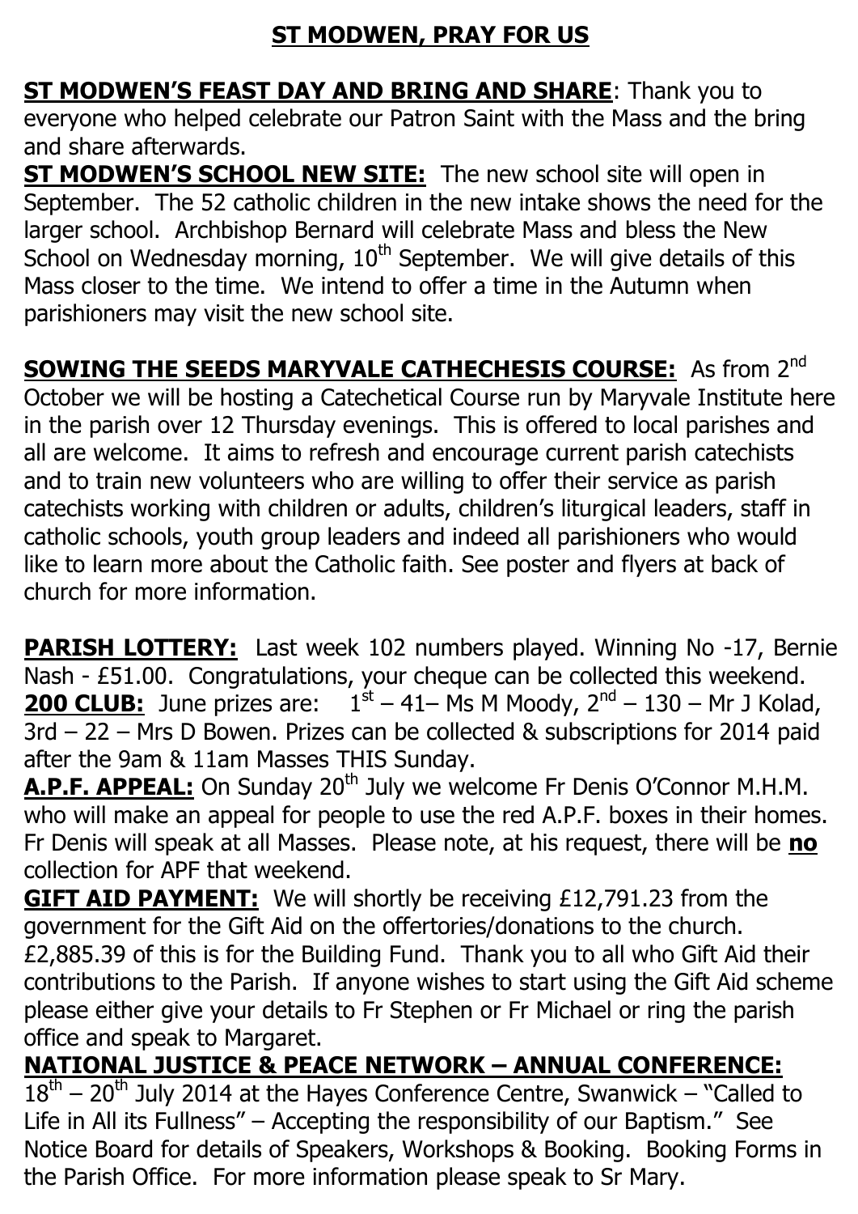## ST MODWEN, PRAY FOR US

**ST MODWEN'S FEAST DAY AND BRING AND SHARE**: Thank you to everyone who helped celebrate our Patron Saint with the Mass and the bring and share afterwards.

**ST MODWEN'S SCHOOL NEW SITE:** The new school site will open in September. The 52 catholic children in the new intake shows the need for the larger school. Archbishop Bernard will celebrate Mass and bless the New School on Wednesday morning, 10th September. We will give details of this Mass closer to the time. We intend to offer a time in the Autumn when parishioners may visit the new school site.

**SOWING THE SEEDS MARYVALE CATHECHESIS COURSE:** As from 2nd October we will be hosting a Catechetical Course run by Maryvale Institute here in the parish over 12 Thursday evenings. This is offered to local parishes and all are welcome. It aims to refresh and encourage current parish catechists and to train new volunteers who are willing to offer their service as parish catechists working with children or adults, children's liturgical leaders, staff in catholic schools, youth group leaders and indeed all parishioners who would like to learn more about the Catholic faith. See poster and flyers at back of church for more information.

**PARISH LOTTERY:** Last week 102 numbers played. Winning No -17, Bernie Nash - £51.00. Congratulations, your cheque can be collected this weekend.

**200 CLUB:** June prizes are: 1st – 41– Ms M Moody, 2nd – 130 – Mr J Kolad, 3rd – 22 – Mrs D Bowen. Prizes can be collected & subscriptions for 2014 paid after the 9am & 11am Masses THIS Sunday.

**A.P.F. APPEAL:** On Sunday 20th July we welcome Fr Denis O'Connor M.H.M. who will make an appeal for people to use the red A.P.F. boxes in their homes. Fr Denis will speak at all Masses. Please note, at his request, there will be **no** collection for APF that weekend.

**GIFT AID PAYMENT:** We will shortly be receiving £12,791.23 from the government for the Gift Aid on the offertories/donations to the church. £2,885.39 of this is for the Building Fund. Thank you to all who Gift Aid their contributions to the Parish. If anyone wishes to start using the Gift Aid scheme please either give your details to Fr Stephen or Fr Michael or ring the parish office and speak to Margaret.

**NATIONAL JUSTICE & PEACE NETWORK – ANNUAL CONFERENCE:** 18th – 20th July 2014 at the Hayes Conference Centre, Swanwick – "Called to Life in All its Fullness" – Accepting the responsibility of our Baptism." See Notice Board for details of Speakers, Workshops & Booking. Booking Forms in the Parish Office. For more information please speak to Sr Mary.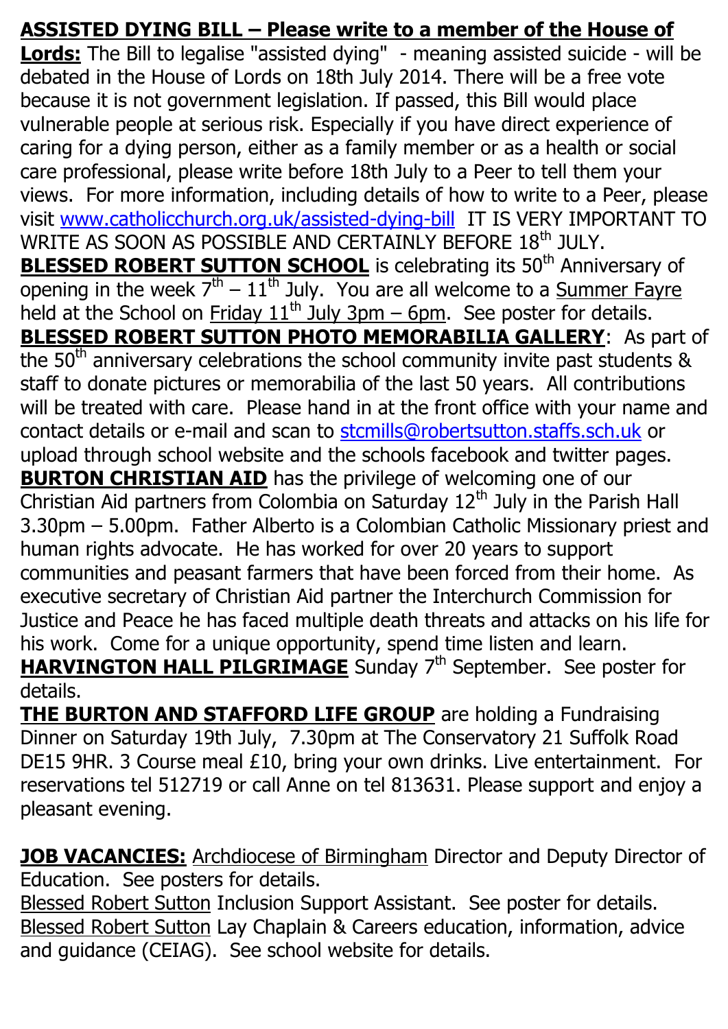**ASSISTED DYING BILL – Please write to a member of the House of Lords:** The Bill to legalise "assisted dying" - meaning assisted suicide - will be debated in the House of Lords on 18th July 2014. There will be a free vote because it is not government legislation. If passed, this Bill would place vulnerable people at serious risk. Especially if you have direct experience of caring for a dying person, either as a family member or as a health or social care professional, please write before 18th July to a Peer to tell them your views. For more information, including details of how to write to a Peer, please visit www.catholicchurch.org.uk/assisted-dying-bill IT IS VERY IMPORTANT TO WRITE AS SOON AS POSSIBLE AND CERTAINLY BEFORE 18th JULY.

**BLESSED ROBERT SUTTON SCHOOL** is celebrating its 50th Anniversary of opening in the week 7th – 11th July. You are all welcome to a Summer Fayre held at the School on Friday 11th July 3pm – 6pm. See poster for details.

**BLESSED ROBERT SUTTON PHOTO MEMORABILIA GALLERY**: As part of the 50th anniversary celebrations the school community invite past students & staff to donate pictures or memorabilia of the last 50 years. All contributions will be treated with care. Please hand in at the front office with your name and contact details or e-mail and scan to stcmills@robertsutton.staffs.sch.uk or upload through school website and the schools facebook and twitter pages.

**BURTON CHRISTIAN AID** has the privilege of welcoming one of our Christian Aid partners from Colombia on Saturday 12th July in the Parish Hall 3.30pm – 5.00pm. Father Alberto is a Colombian Catholic Missionary priest and human rights advocate. He has worked for over 20 years to support communities and peasant farmers that have been forced from their home. As executive secretary of Christian Aid partner the Interchurch Commission for Justice and Peace he has faced multiple death threats and attacks on his life for his work. Come for a unique opportunity, spend time listen and learn.

**HARVINGTON HALL PILGRIMAGE** Sunday 7th September. See poster for details.

**THE BURTON AND STAFFORD LIFE GROUP** are holding a Fundraising Dinner on Saturday 19th July, 7.30pm at The Conservatory 21 Suffolk Road DE15 9HR. 3 Course meal £10, bring your own drinks. Live entertainment. For reservations tel 512719 or call Anne on tel 813631. Please support and enjoy a pleasant evening.

**JOB VACANCIES:** Archdiocese of Birmingham Director and Deputy Director of Education. See posters for details.

Blessed Robert Sutton Inclusion Support Assistant. See poster for details.

Blessed Robert Sutton Lay Chaplain & Careers education, information, advice and guidance (CEIAG). See school website for details.